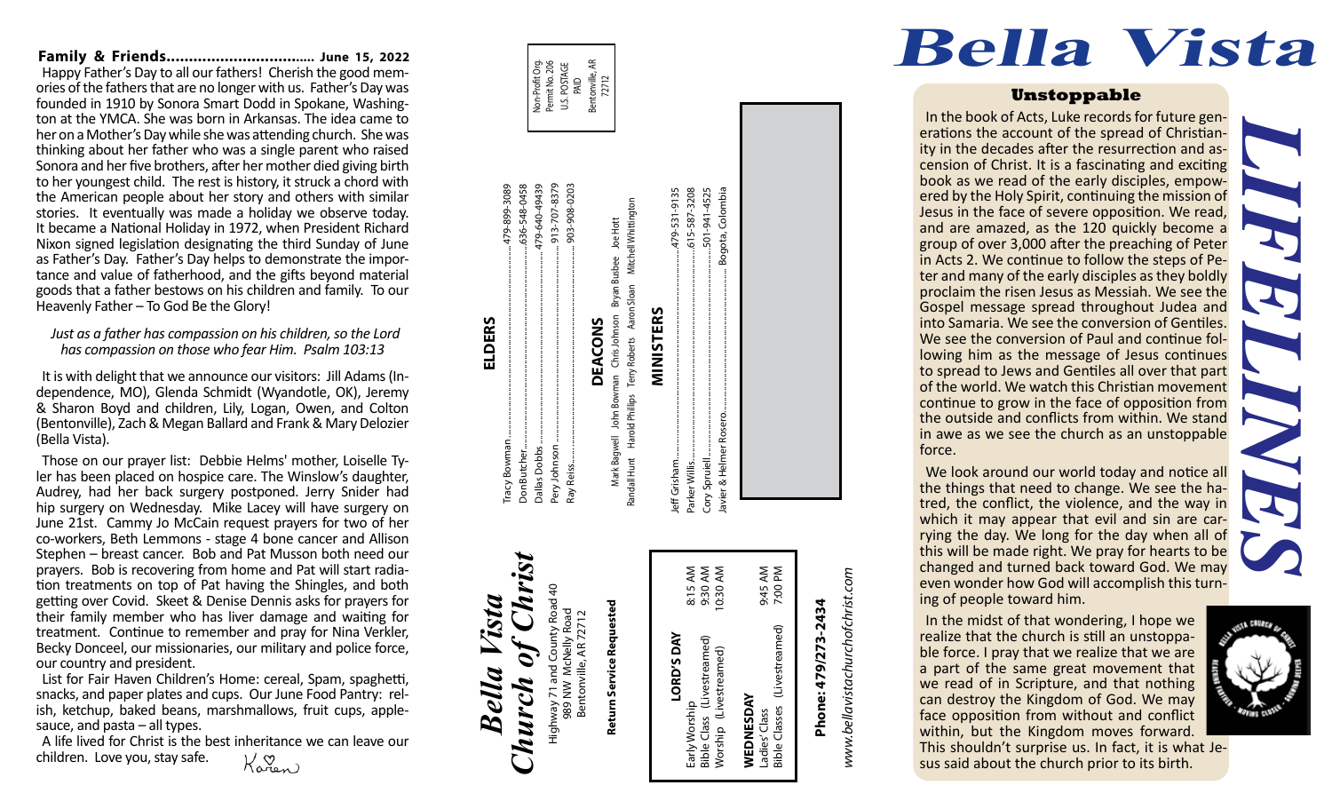**Family & Friends................................. June 15, 2022**

Happy Father's Day to all our fathers! Cherish the good memories of the fathers that are no longer with us. Father's Day was founded in 1910 by Sonora Smart Dodd in Spokane, Washington at the YMCA. She was born in Arkansas. The idea came to her on a Mother's Day while she was attending church. She was thinking about her father who was a single parent who raised Sonora and her five brothers, after her mother died giving birth to her youngest child. The rest is history, it struck a chord with the American people about her story and others with similar stories. It eventually was made a holiday we observe today. It became a National Holiday in 1972, when President Richard Nixon signed legislation designating the third Sunday of June as Father's Day. Father's Day helps to demonstrate the importance and value of fatherhood, and the gifts beyond material goods that a father bestows on his children and family. To our Heavenly Father – To God Be the Glory!

*Just as a father has compassion on his children, so the Lord has compassion on those who fear Him. Psalm 103:13*

It is with delight that we announce our visitors: Jill Adams (Independence, MO), Glenda Schmidt (Wyandotle, OK), Jeremy & Sharon Boyd and children, Lily, Logan, Owen, and Colton (Bentonville), Zach & Megan Ballard and Frank & Mary Delozier (Bella Vista).

Those on our prayer list: Debbie Helms' mother, Loiselle Tyler has been placed on hospice care. The Winslow's daughter, Audrey, had her back surgery postponed. Jerry Snider had hip surgery on Wednesday. Mike Lacey will have surgery on June 21st. Cammy Jo McCain request prayers for two of her co-workers, Beth Lemmons - stage 4 bone cancer and Allison Stephen – breast cancer. Bob and Pat Musson both need our prayers. Bob is recovering from home and Pat will start radiation treatments on top of Pat having the Shingles, and both getting over Covid. Skeet & Denise Dennis asks for prayers for their family member who has liver damage and waiting for treatment. Continue to remember and pray for Nina Verkler, Becky Donceel, our missionaries, our military and police force, our country and president.

List for Fair Haven Children's Home: cereal, Spam, spaghetti, snacks, and paper plates and cups. Our June Food Pantry: relish, ketchup, baked beans, marshmallows, fruit cups, applesauce, and pasta – all types.

A life lived for Christ is the best inheritance we can leave our children. Love you, stay safe. Karen

# *Bella Vista Church of Christ*

Highway 71 and County Road 40
989 NW McNelly Road
Bentonville, AR 72712

**Return Service Requested**

**LORD'S DAY**

| | |
|---|---|
| Early Worship | 8:15 AM |
| Bible Class (Livestreamed) | 9:30 AM |
| Worship (Livestreamed) | 10:30 AM |

**WEDNESDAY**

| | |
|---|---|
| Ladies' Class | 9:45 AM |
| Bible Classes (Livestreamed) | 7:00 PM |

**Phone: 479/273-2434**

*www.bellavistachurchofchrist.com*

## ELDERS

Tracy Bowman.........479-899-3089
Don Butcher.........636-548-0458
Dallas Dobbs.........479-640-49439
Pery Johnson.........913-707-8379
Ray Reiss.........903-908-0203

## DEACONS

Mark Bagwell John Bowman Chris Johnson Bryan Busbee Joe Hott
Randall Hunt Harold Phillips Terry Roberts Aaron Sloan Mitchell Whittington

## MINISTERS

Jeff Grisham.........479-531-9135
Parker Willis.........615-587-3208
Cory Spruiell.........501-941-4525
Javier & Helmer Rosero.........Bogota, Colombia

Non-Profit Org.
Permit No. 206
U.S. POSTAGE
PAID
Bentonville, AR
72712

# Bella Vista *LIFELINES*

### Unstoppable

In the book of Acts, Luke records for future generations the account of the spread of Christianity in the decades after the resurrection and ascension of Christ. It is a fascinating and exciting book as we read of the early disciples, empowered by the Holy Spirit, continuing the mission of Jesus in the face of severe opposition. We read, and are amazed, as the 120 quickly become a group of over 3,000 after the preaching of Peter in Acts 2. We continue to follow the steps of Peter and many of the early disciples as they boldly proclaim the risen Jesus as Messiah. We see the Gospel message spread throughout Judea and into Samaria. We see the conversion of Gentiles. We see the conversion of Paul and continue following him as the message of Jesus continues to spread to Jews and Gentiles all over that part of the world. We watch this Christian movement continue to grow in the face of opposition from the outside and conflicts from within. We stand in awe as we see the church as an unstoppable force.

We look around our world today and notice all the things that need to change. We see the hatred, the conflict, the violence, and the way in which it may appear that evil and sin are carrying the day. We long for the day when all of this will be made right. We pray for hearts to be changed and turned back toward God. We may even wonder how God will accomplish this turning of people toward him.

In the midst of that wondering, I hope we realize that the church is still an unstoppable force. I pray that we realize that we are a part of the same great movement that we read of in Scripture, and that nothing can destroy the Kingdom of God. We may face opposition from without and conflict within, but the Kingdom moves forward. This shouldn't surprise us. In fact, it is what Jesus said about the church prior to its birth.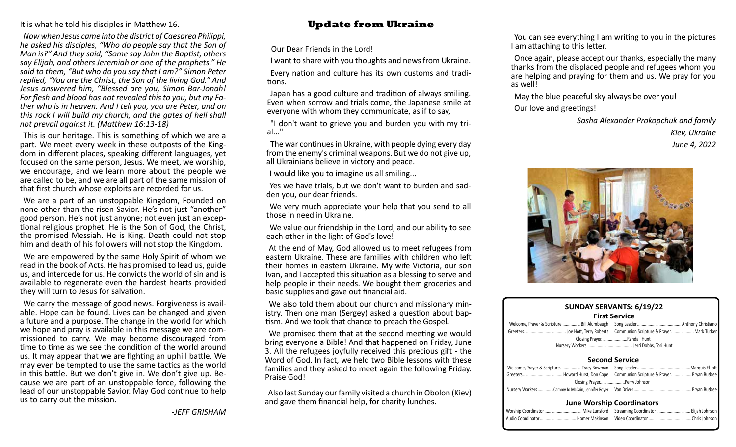It is what he told his disciples in Matthew 16.

*Now when Jesus came into the district of Caesarea Philippi, he asked his disciples, "Who do people say that the Son of Man is?" And they said, "Some say John the Baptist, others say Elijah, and others Jeremiah or one of the prophets." He said to them, "But who do you say that I am?" Simon Peter replied, "You are the Christ, the Son of the living God." And Jesus answered him, "Blessed are you, Simon Bar-Jonah! For flesh and blood has not revealed this to you, but my Father who is in heaven. And I tell you, you are Peter, and on this rock I will build my church, and the gates of hell shall not prevail against it. (Matthew 16:13-18)*

This is our heritage. This is something of which we are a part. We meet every week in these outposts of the Kingdom in different places, speaking different languages, yet focused on the same person, Jesus. We meet, we worship, we encourage, and we learn more about the people we are called to be, and we are all part of the same mission of that first church whose exploits are recorded for us.

We are a part of an unstoppable Kingdom, Founded on none other than the risen Savior. He's not just "another" good person. He's not just anyone; not even just an exceptional religious prophet. He is the Son of God, the Christ, the promised Messiah. He is King. Death could not stop him and death of his followers will not stop the Kingdom.

We are empowered by the same Holy Spirit of whom we read in the book of Acts. He has promised to lead us, guide us, and intercede for us. He convicts the world of sin and is available to regenerate even the hardest hearts provided they will turn to Jesus for salvation.

We carry the message of good news. Forgiveness is available. Hope can be found. Lives can be changed and given a future and a purpose. The change in the world for which we hope and pray is available in this message we are commissioned to carry. We may become discouraged from time to time as we see the condition of the world around us. It may appear that we are fighting an uphill battle. We may even be tempted to use the same tactics as the world in this battle. But we don't give in. We don't give up. Because we are part of an unstoppable force, following the lead of our unstoppable Savior. May God continue to help us to carry out the mission.

*-JEFF GRISHAM*

## Update from Ukraine

Our Dear Friends in the Lord!

I want to share with you thoughts and news from Ukraine.

Every nation and culture has its own customs and traditions.

Japan has a good culture and tradition of always smiling. Even when sorrow and trials come, the Japanese smile at everyone with whom they communicate, as if to say,

"I don't want to grieve you and burden you with my trial..."

The war continues in Ukraine, with people dying every day from the enemy's criminal weapons. But we do not give up, all Ukrainians believe in victory and peace.

I would like you to imagine us all smiling...

Yes we have trials, but we don't want to burden and sadden you, our dear friends.

We very much appreciate your help that you send to all those in need in Ukraine.

We value our friendship in the Lord, and our ability to see each other in the light of God's love!

At the end of May, God allowed us to meet refugees from eastern Ukraine. These are families with children who left their homes in eastern Ukraine. My wife Victoria, our son Ivan, and I accepted this situation as a blessing to serve and help people in their needs. We bought them groceries and basic supplies and gave out financial aid.

We also told them about our church and missionary ministry. Then one man (Sergey) asked a question about baptism. And we took that chance to preach the Gospel.

We promised them that at the second meeting we would bring everyone a Bible! And that happened on Friday, June 3. All the refugees joyfully received this precious gift - the Word of God. In fact, we held two Bible lessons with these families and they asked to meet again the following Friday. Praise God!

Also last Sunday our family visited a church in Obolon (Kiev) and gave them financial help, for charity lunches.

You can see everything I am writing to you in the pictures I am attaching to this letter.

Once again, please accept our thanks, especially the many thanks from the displaced people and refugees whom you are helping and praying for them and us. We pray for you as well!

May the blue peaceful sky always be over you!

Our love and greetings!

*Sasha Alexander Prokopchuk and family*
*Kiev, Ukraine*
*June 4, 2022*

### SUNDAY SERVANTS: 6/19/22

**First Service**

Welcome, Prayer & Scripture ................ Bill Alumbaugh
Song Leader ................ Anthony Christiano
Greeters ................ Joe Hott, Terry Roberts
Communion Scripture & Prayer ................ Mark Tucker
Closing Prayer ................ Randall Hunt
Nursery Workers ................ Jerri Dobbs, Tori Hunt

**Second Service**

Welcome, Prayer & Scripture ................ Tracy Bowman
Song Leader ................ Marquis Elliott
Greeters ................ Howard Hurst, Don Cope
Communion Scripture & Prayer ................ Bryan Busbee
Closing Prayer ................ Perry Johnson
Nursery Workers ................ Cammy Jo McCain, Jennifer Royer
Van Driver ................ Bryan Busbee

**June Worship Coordinators**

Worship Coordinator ................ Mike Lunsford
Streaming Coordinator ................ Elijah Johnson
Audio Coordinator ................ Homer Makinson
Video Coordinator ................ Chris Johnson